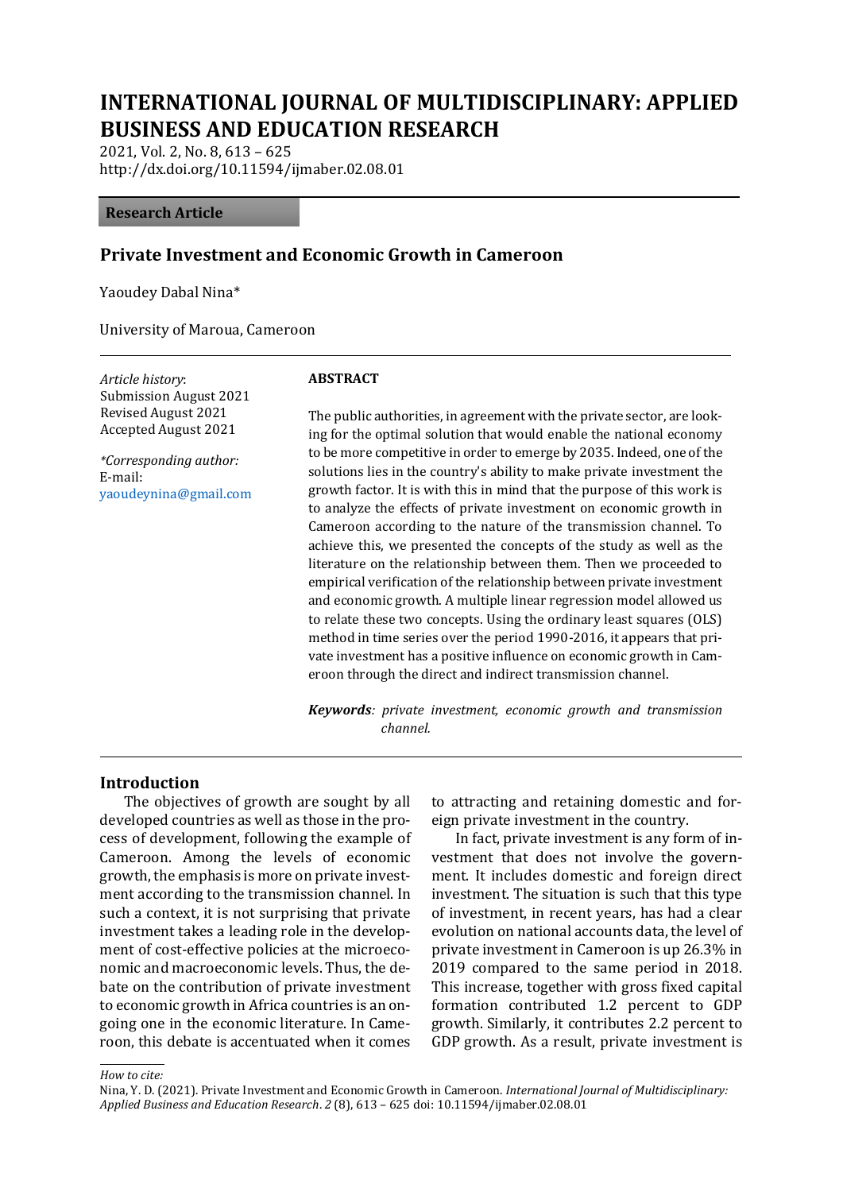# INTERNATIONAL JOURNAL OF MULTIDISCIPLINARY: APPLIED BUSINESS AND EDUCATION RESEARCH

2021, Vol. 2, No. 8, 613 – 625
http://dx.doi.org/10.11594/ijmaber.02.08.01

**Research Article**

## Private Investment and Economic Growth in Cameroon

Yaoudey Dabal Nina*

University of Maroua, Cameroon

*Article history*:
Submission August 2021
Revised August 2021
Accepted August 2021

*\*Corresponding author:*
E-mail:
yaoudeynina@gmail.com

**ABSTRACT**

The public authorities, in agreement with the private sector, are looking for the optimal solution that would enable the national economy to be more competitive in order to emerge by 2035. Indeed, one of the solutions lies in the country's ability to make private investment the growth factor. It is with this in mind that the purpose of this work is to analyze the effects of private investment on economic growth in Cameroon according to the nature of the transmission channel. To achieve this, we presented the concepts of the study as well as the literature on the relationship between them. Then we proceeded to empirical verification of the relationship between private investment and economic growth. A multiple linear regression model allowed us to relate these two concepts. Using the ordinary least squares (OLS) method in time series over the period 1990-2016, it appears that private investment has a positive influence on economic growth in Cameroon through the direct and indirect transmission channel.

***Keywords****: private investment, economic growth and transmission channel.*

## Introduction

The objectives of growth are sought by all developed countries as well as those in the process of development, following the example of Cameroon. Among the levels of economic growth, the emphasis is more on private investment according to the transmission channel. In such a context, it is not surprising that private investment takes a leading role in the development of cost-effective policies at the microeconomic and macroeconomic levels. Thus, the debate on the contribution of private investment to economic growth in Africa countries is an ongoing one in the economic literature. In Cameroon, this debate is accentuated when it comes to attracting and retaining domestic and foreign private investment in the country.

In fact, private investment is any form of investment that does not involve the government. It includes domestic and foreign direct investment. The situation is such that this type of investment, in recent years, has had a clear evolution on national accounts data, the level of private investment in Cameroon is up 26.3% in 2019 compared to the same period in 2018. This increase, together with gross fixed capital formation contributed 1.2 percent to GDP growth. Similarly, it contributes 2.2 percent to GDP growth. As a result, private investment is

*How to cite:*
Nina, Y. D. (2021). Private Investment and Economic Growth in Cameroon. *International Journal of Multidisciplinary: Applied Business and Education Research*. *2* (8), 613 – 625 doi: 10.11594/ijmaber.02.08.01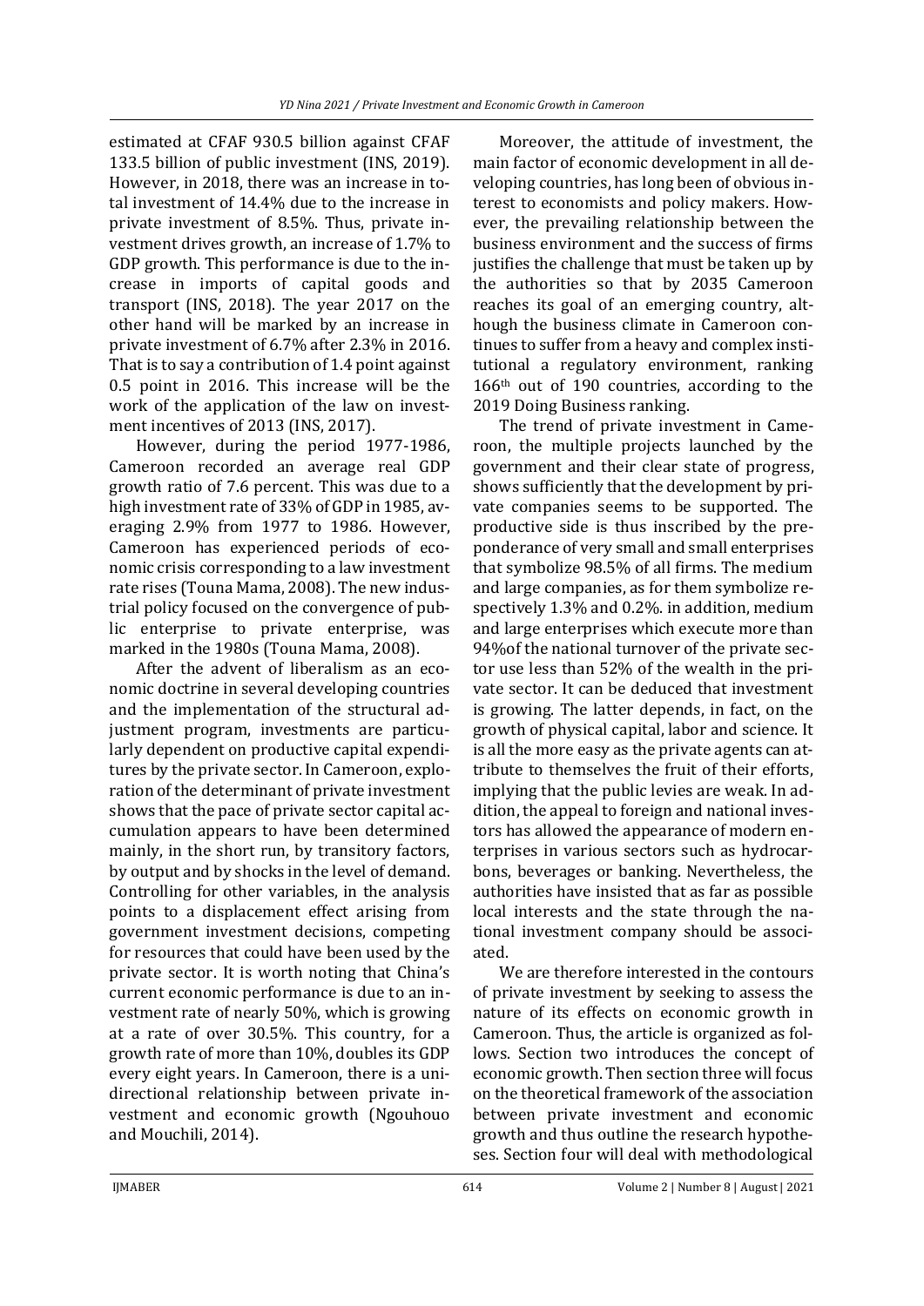estimated at CFAF 930.5 billion against CFAF 133.5 billion of public investment (INS, 2019). However, in 2018, there was an increase in total investment of 14.4% due to the increase in private investment of 8.5%. Thus, private investment drives growth, an increase of 1.7% to GDP growth. This performance is due to the increase in imports of capital goods and transport (INS, 2018). The year 2017 on the other hand will be marked by an increase in private investment of 6.7% after 2.3% in 2016. That is to say a contribution of 1.4 point against 0.5 point in 2016. This increase will be the work of the application of the law on investment incentives of 2013 (INS, 2017).

However, during the period 1977-1986, Cameroon recorded an average real GDP growth ratio of 7.6 percent. This was due to a high investment rate of 33% of GDP in 1985, averaging 2.9% from 1977 to 1986. However, Cameroon has experienced periods of economic crisis corresponding to a law investment rate rises (Touna Mama, 2008). The new industrial policy focused on the convergence of public enterprise to private enterprise, was marked in the 1980s (Touna Mama, 2008).

After the advent of liberalism as an economic doctrine in several developing countries and the implementation of the structural adjustment program, investments are particularly dependent on productive capital expenditures by the private sector. In Cameroon, exploration of the determinant of private investment shows that the pace of private sector capital accumulation appears to have been determined mainly, in the short run, by transitory factors, by output and by shocks in the level of demand. Controlling for other variables, in the analysis points to a displacement effect arising from government investment decisions, competing for resources that could have been used by the private sector. It is worth noting that China's current economic performance is due to an investment rate of nearly 50%, which is growing at a rate of over 30.5%. This country, for a growth rate of more than 10%, doubles its GDP every eight years. In Cameroon, there is a unidirectional relationship between private investment and economic growth (Ngouhouo and Mouchili, 2014).

Moreover, the attitude of investment, the main factor of economic development in all developing countries, has long been of obvious interest to economists and policy makers. However, the prevailing relationship between the business environment and the success of firms justifies the challenge that must be taken up by the authorities so that by 2035 Cameroon reaches its goal of an emerging country, although the business climate in Cameroon continues to suffer from a heavy and complex institutional a regulatory environment, ranking 166th out of 190 countries, according to the 2019 Doing Business ranking.

The trend of private investment in Cameroon, the multiple projects launched by the government and their clear state of progress, shows sufficiently that the development by private companies seems to be supported. The productive side is thus inscribed by the preponderance of very small and small enterprises that symbolize 98.5% of all firms. The medium and large companies, as for them symbolize respectively 1.3% and 0.2%. in addition, medium and large enterprises which execute more than 94%of the national turnover of the private sector use less than 52% of the wealth in the private sector. It can be deduced that investment is growing. The latter depends, in fact, on the growth of physical capital, labor and science. It is all the more easy as the private agents can attribute to themselves the fruit of their efforts, implying that the public levies are weak. In addition, the appeal to foreign and national investors has allowed the appearance of modern enterprises in various sectors such as hydrocarbons, beverages or banking. Nevertheless, the authorities have insisted that as far as possible local interests and the state through the national investment company should be associated.

We are therefore interested in the contours of private investment by seeking to assess the nature of its effects on economic growth in Cameroon. Thus, the article is organized as follows. Section two introduces the concept of economic growth. Then section three will focus on the theoretical framework of the association between private investment and economic growth and thus outline the research hypotheses. Section four will deal with methodological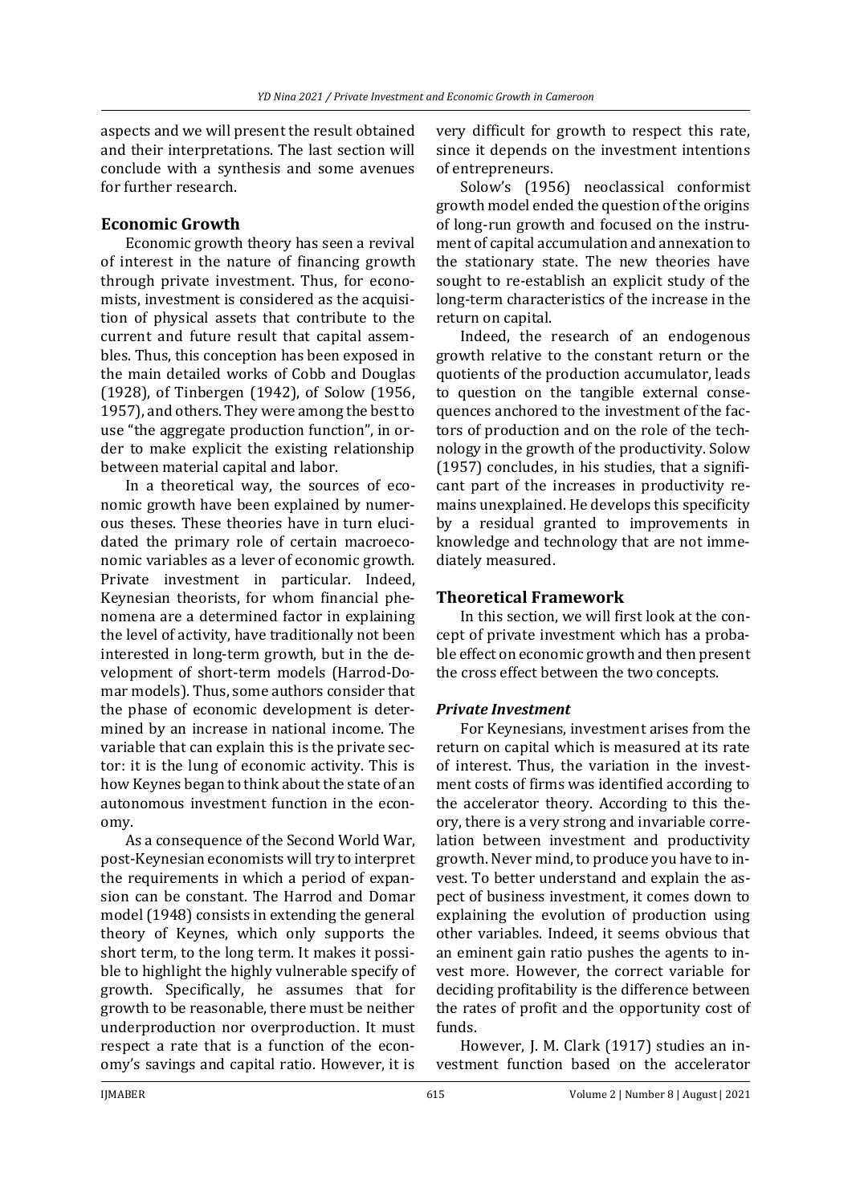aspects and we will present the result obtained and their interpretations. The last section will conclude with a synthesis and some avenues for further research.

## Economic Growth

Economic growth theory has seen a revival of interest in the nature of financing growth through private investment. Thus, for economists, investment is considered as the acquisition of physical assets that contribute to the current and future result that capital assembles. Thus, this conception has been exposed in the main detailed works of Cobb and Douglas (1928), of Tinbergen (1942), of Solow (1956, 1957), and others. They were among the best to use "the aggregate production function", in order to make explicit the existing relationship between material capital and labor.

In a theoretical way, the sources of economic growth have been explained by numerous theses. These theories have in turn elucidated the primary role of certain macroeconomic variables as a lever of economic growth. Private investment in particular. Indeed, Keynesian theorists, for whom financial phenomena are a determined factor in explaining the level of activity, have traditionally not been interested in long-term growth, but in the development of short-term models (Harrod-Domar models). Thus, some authors consider that the phase of economic development is determined by an increase in national income. The variable that can explain this is the private sector: it is the lung of economic activity. This is how Keynes began to think about the state of an autonomous investment function in the economy.

As a consequence of the Second World War, post-Keynesian economists will try to interpret the requirements in which a period of expansion can be constant. The Harrod and Domar model (1948) consists in extending the general theory of Keynes, which only supports the short term, to the long term. It makes it possible to highlight the highly vulnerable specify of growth. Specifically, he assumes that for growth to be reasonable, there must be neither underproduction nor overproduction. It must respect a rate that is a function of the economy's savings and capital ratio. However, it is very difficult for growth to respect this rate, since it depends on the investment intentions of entrepreneurs.

Solow's (1956) neoclassical conformist growth model ended the question of the origins of long-run growth and focused on the instrument of capital accumulation and annexation to the stationary state. The new theories have sought to re-establish an explicit study of the long-term characteristics of the increase in the return on capital.

Indeed, the research of an endogenous growth relative to the constant return or the quotients of the production accumulator, leads to question on the tangible external consequences anchored to the investment of the factors of production and on the role of the technology in the growth of the productivity. Solow (1957) concludes, in his studies, that a significant part of the increases in productivity remains unexplained. He develops this specificity by a residual granted to improvements in knowledge and technology that are not immediately measured.

## Theoretical Framework

In this section, we will first look at the concept of private investment which has a probable effect on economic growth and then present the cross effect between the two concepts.

### *Private Investment*

For Keynesians, investment arises from the return on capital which is measured at its rate of interest. Thus, the variation in the investment costs of firms was identified according to the accelerator theory. According to this theory, there is a very strong and invariable correlation between investment and productivity growth. Never mind, to produce you have to invest. To better understand and explain the aspect of business investment, it comes down to explaining the evolution of production using other variables. Indeed, it seems obvious that an eminent gain ratio pushes the agents to invest more. However, the correct variable for deciding profitability is the difference between the rates of profit and the opportunity cost of funds.

However, J. M. Clark (1917) studies an investment function based on the accelerator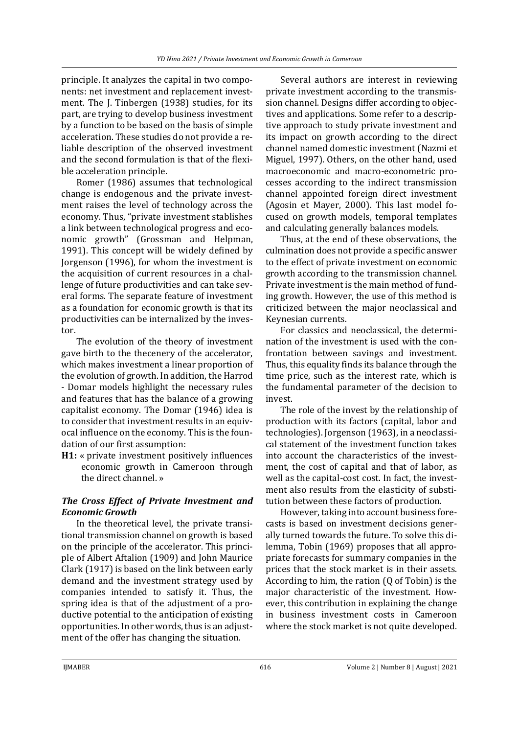principle. It analyzes the capital in two components: net investment and replacement investment. The J. Tinbergen (1938) studies, for its part, are trying to develop business investment by a function to be based on the basis of simple acceleration. These studies do not provide a reliable description of the observed investment and the second formulation is that of the flexible acceleration principle.

Romer (1986) assumes that technological change is endogenous and the private investment raises the level of technology across the economy. Thus, "private investment stablishes a link between technological progress and economic growth" (Grossman and Helpman, 1991). This concept will be widely defined by Jorgenson (1996), for whom the investment is the acquisition of current resources in a challenge of future productivities and can take several forms. The separate feature of investment as a foundation for economic growth is that its productivities can be internalized by the investor.

The evolution of the theory of investment gave birth to the thecenery of the accelerator, which makes investment a linear proportion of the evolution of growth. In addition, the Harrod - Domar models highlight the necessary rules and features that has the balance of a growing capitalist economy. The Domar (1946) idea is to consider that investment results in an equivocal influence on the economy. This is the foundation of our first assumption:

**H1:** « private investment positively influences economic growth in Cameroon through the direct channel. »

### *The Cross Effect of Private Investment and Economic Growth*

In the theoretical level, the private transitional transmission channel on growth is based on the principle of the accelerator. This principle of Albert Aftalion (1909) and John Maurice Clark (1917) is based on the link between early demand and the investment strategy used by companies intended to satisfy it. Thus, the spring idea is that of the adjustment of a productive potential to the anticipation of existing opportunities. In other words, thus is an adjustment of the offer has changing the situation.

Several authors are interest in reviewing private investment according to the transmission channel. Designs differ according to objectives and applications. Some refer to a descriptive approach to study private investment and its impact on growth according to the direct channel named domestic investment (Nazmi et Miguel, 1997). Others, on the other hand, used macroeconomic and macro-econometric processes according to the indirect transmission channel appointed foreign direct investment (Agosin et Mayer, 2000). This last model focused on growth models, temporal templates and calculating generally balances models.

Thus, at the end of these observations, the culmination does not provide a specific answer to the effect of private investment on economic growth according to the transmission channel. Private investment is the main method of funding growth. However, the use of this method is criticized between the major neoclassical and Keynesian currents.

For classics and neoclassical, the determination of the investment is used with the confrontation between savings and investment. Thus, this equality finds its balance through the time price, such as the interest rate, which is the fundamental parameter of the decision to invest.

The role of the invest by the relationship of production with its factors (capital, labor and technologies). Jorgenson (1963), in a neoclassical statement of the investment function takes into account the characteristics of the investment, the cost of capital and that of labor, as well as the capital-cost cost. In fact, the investment also results from the elasticity of substitution between these factors of production.

However, taking into account business forecasts is based on investment decisions generally turned towards the future. To solve this dilemma, Tobin (1969) proposes that all appropriate forecasts for summary companies in the prices that the stock market is in their assets. According to him, the ration (Q of Tobin) is the major characteristic of the investment. However, this contribution in explaining the change in business investment costs in Cameroon where the stock market is not quite developed.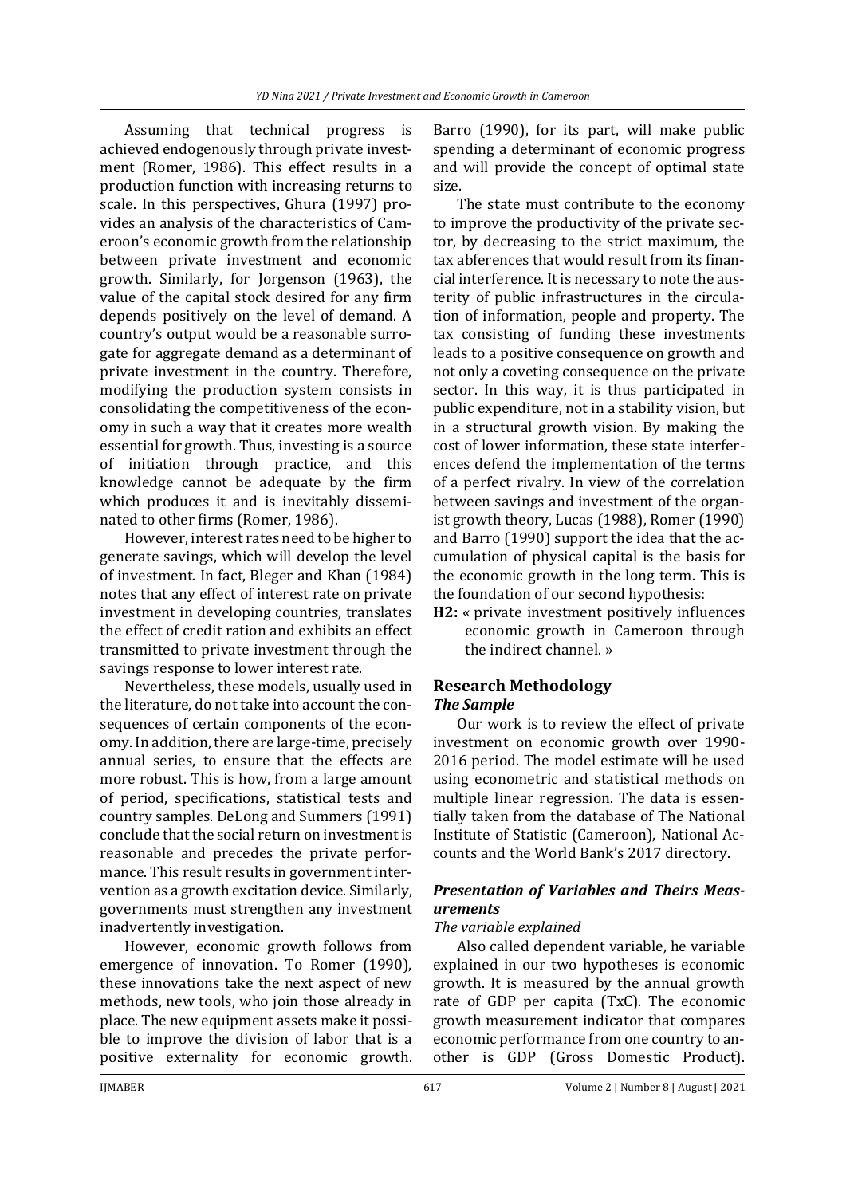Assuming that technical progress is achieved endogenously through private investment (Romer, 1986). This effect results in a production function with increasing returns to scale. In this perspectives, Ghura (1997) provides an analysis of the characteristics of Cameroon's economic growth from the relationship between private investment and economic growth. Similarly, for Jorgenson (1963), the value of the capital stock desired for any firm depends positively on the level of demand. A country's output would be a reasonable surrogate for aggregate demand as a determinant of private investment in the country. Therefore, modifying the production system consists in consolidating the competitiveness of the economy in such a way that it creates more wealth essential for growth. Thus, investing is a source of initiation through practice, and this knowledge cannot be adequate by the firm which produces it and is inevitably disseminated to other firms (Romer, 1986).

However, interest rates need to be higher to generate savings, which will develop the level of investment. In fact, Bleger and Khan (1984) notes that any effect of interest rate on private investment in developing countries, translates the effect of credit ration and exhibits an effect transmitted to private investment through the savings response to lower interest rate.

Nevertheless, these models, usually used in the literature, do not take into account the consequences of certain components of the economy. In addition, there are large-time, precisely annual series, to ensure that the effects are more robust. This is how, from a large amount of period, specifications, statistical tests and country samples. DeLong and Summers (1991) conclude that the social return on investment is reasonable and precedes the private performance. This result results in government intervention as a growth excitation device. Similarly, governments must strengthen any investment inadvertently investigation.

However, economic growth follows from emergence of innovation. To Romer (1990), these innovations take the next aspect of new methods, new tools, who join those already in place. The new equipment assets make it possible to improve the division of labor that is a positive externality for economic growth. Barro (1990), for its part, will make public spending a determinant of economic progress and will provide the concept of optimal state size.

The state must contribute to the economy to improve the productivity of the private sector, by decreasing to the strict maximum, the tax abferences that would result from its financial interference. It is necessary to note the austerity of public infrastructures in the circulation of information, people and property. The tax consisting of funding these investments leads to a positive consequence on growth and not only a coveting consequence on the private sector. In this way, it is thus participated in public expenditure, not in a stability vision, but in a structural growth vision. By making the cost of lower information, these state interferences defend the implementation of the terms of a perfect rivalry. In view of the correlation between savings and investment of the organist growth theory, Lucas (1988), Romer (1990) and Barro (1990) support the idea that the accumulation of physical capital is the basis for the economic growth in the long term. This is the foundation of our second hypothesis:

**H2:** « private investment positively influences economic growth in Cameroon through the indirect channel. »

## Research Methodology

### *The Sample*

Our work is to review the effect of private investment on economic growth over 1990-2016 period. The model estimate will be used using econometric and statistical methods on multiple linear regression. The data is essentially taken from the database of The National Institute of Statistic (Cameroon), National Accounts and the World Bank's 2017 directory.

### *Presentation of Variables and Theirs Measurements*

*The variable explained*

Also called dependent variable, he variable explained in our two hypotheses is economic growth. It is measured by the annual growth rate of GDP per capita (TxC). The economic growth measurement indicator that compares economic performance from one country to another is GDP (Gross Domestic Product).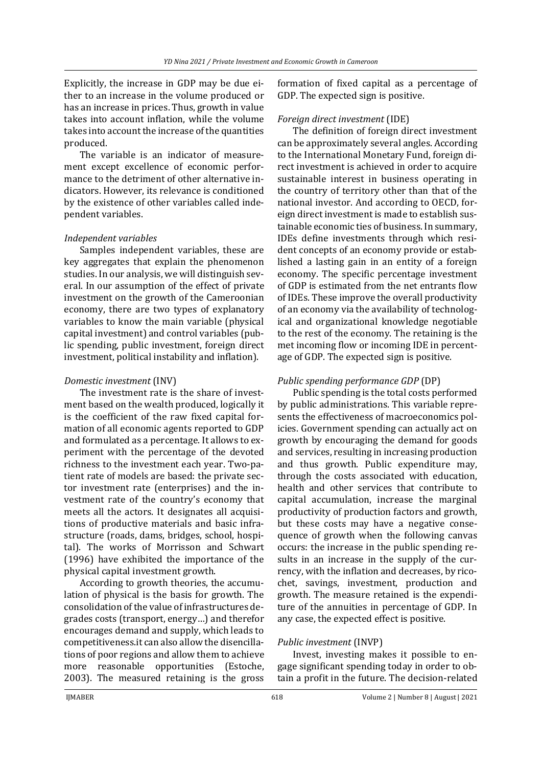Explicitly, the increase in GDP may be due either to an increase in the volume produced or has an increase in prices. Thus, growth in value takes into account inflation, while the volume takes into account the increase of the quantities produced.

The variable is an indicator of measurement except excellence of economic performance to the detriment of other alternative indicators. However, its relevance is conditioned by the existence of other variables called independent variables.

*Independent variables*

Samples independent variables, these are key aggregates that explain the phenomenon studies. In our analysis, we will distinguish several. In our assumption of the effect of private investment on the growth of the Cameroonian economy, there are two types of explanatory variables to know the main variable (physical capital investment) and control variables (public spending, public investment, foreign direct investment, political instability and inflation).

*Domestic investment* (INV)

The investment rate is the share of investment based on the wealth produced, logically it is the coefficient of the raw fixed capital formation of all economic agents reported to GDP and formulated as a percentage. It allows to experiment with the percentage of the devoted richness to the investment each year. Two-patient rate of models are based: the private sector investment rate (enterprises) and the investment rate of the country's economy that meets all the actors. It designates all acquisitions of productive materials and basic infrastructure (roads, dams, bridges, school, hospital). The works of Morrisson and Schwart (1996) have exhibited the importance of the physical capital investment growth.

According to growth theories, the accumulation of physical is the basis for growth. The consolidation of the value of infrastructures degrades costs (transport, energy…) and therefor encourages demand and supply, which leads to competitiveness.it can also allow the disencillations of poor regions and allow them to achieve more reasonable opportunities (Estoche, 2003). The measured retaining is the gross formation of fixed capital as a percentage of GDP. The expected sign is positive.

*Foreign direct investment* (IDE)

The definition of foreign direct investment can be approximately several angles. According to the International Monetary Fund, foreign direct investment is achieved in order to acquire sustainable interest in business operating in the country of territory other than that of the national investor. And according to OECD, foreign direct investment is made to establish sustainable economic ties of business. In summary, IDEs define investments through which resident concepts of an economy provide or established a lasting gain in an entity of a foreign economy. The specific percentage investment of GDP is estimated from the net entrants flow of IDEs. These improve the overall productivity of an economy via the availability of technological and organizational knowledge negotiable to the rest of the economy. The retaining is the met incoming flow or incoming IDE in percentage of GDP. The expected sign is positive.

*Public spending performance GDP* (DP)

Public spending is the total costs performed by public administrations. This variable represents the effectiveness of macroeconomics policies. Government spending can actually act on growth by encouraging the demand for goods and services, resulting in increasing production and thus growth. Public expenditure may, through the costs associated with education, health and other services that contribute to capital accumulation, increase the marginal productivity of production factors and growth, but these costs may have a negative consequence of growth when the following canvas occurs: the increase in the public spending results in an increase in the supply of the currency, with the inflation and decreases, by ricochet, savings, investment, production and growth. The measure retained is the expenditure of the annuities in percentage of GDP. In any case, the expected effect is positive.

*Public investment* (INVP)

Invest, investing makes it possible to engage significant spending today in order to obtain a profit in the future. The decision-related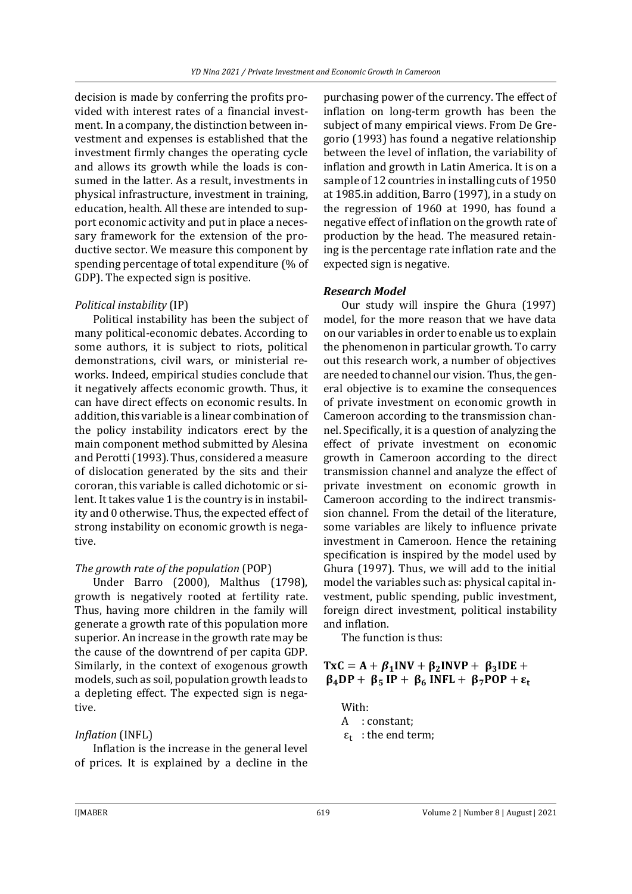decision is made by conferring the profits provided with interest rates of a financial investment. In a company, the distinction between investment and expenses is established that the investment firmly changes the operating cycle and allows its growth while the loads is consumed in the latter. As a result, investments in physical infrastructure, investment in training, education, health. All these are intended to support economic activity and put in place a necessary framework for the extension of the productive sector. We measure this component by spending percentage of total expenditure (% of GDP). The expected sign is positive.

*Political instability* (IP)

Political instability has been the subject of many political-economic debates. According to some authors, it is subject to riots, political demonstrations, civil wars, or ministerial reworks. Indeed, empirical studies conclude that it negatively affects economic growth. Thus, it can have direct effects on economic results. In addition, this variable is a linear combination of the policy instability indicators erect by the main component method submitted by Alesina and Perotti (1993). Thus, considered a measure of dislocation generated by the sits and their cororan, this variable is called dichotomic or silent. It takes value 1 is the country is in instability and 0 otherwise. Thus, the expected effect of strong instability on economic growth is negative.

*The growth rate of the population* (POP)

Under Barro (2000), Malthus (1798), growth is negatively rooted at fertility rate. Thus, having more children in the family will generate a growth rate of this population more superior. An increase in the growth rate may be the cause of the downtrend of per capita GDP. Similarly, in the context of exogenous growth models, such as soil, population growth leads to a depleting effect. The expected sign is negative.

*Inflation* (INFL)

Inflation is the increase in the general level of prices. It is explained by a decline in the purchasing power of the currency. The effect of inflation on long-term growth has been the subject of many empirical views. From De Gregorio (1993) has found a negative relationship between the level of inflation, the variability of inflation and growth in Latin America. It is on a sample of 12 countries in installing cuts of 1950 at 1985.in addition, Barro (1997), in a study on the regression of 1960 at 1990, has found a negative effect of inflation on the growth rate of production by the head. The measured retaining is the percentage rate inflation rate and the expected sign is negative.

***Research Model***

Our study will inspire the Ghura (1997) model, for the more reason that we have data on our variables in order to enable us to explain the phenomenon in particular growth. To carry out this research work, a number of objectives are needed to channel our vision. Thus, the general objective is to examine the consequences of private investment on economic growth in Cameroon according to the transmission channel. Specifically, it is a question of analyzing the effect of private investment on economic growth in Cameroon according to the direct transmission channel and analyze the effect of private investment on economic growth in Cameroon according to the indirect transmission channel. From the detail of the literature, some variables are likely to influence private investment in Cameroon. Hence the retaining specification is inspired by the model used by Ghura (1997). Thus, we will add to the initial model the variables such as: physical capital investment, public spending, public investment, foreign direct investment, political instability and inflation.

The function is thus:

$$\mathbf{TxC = A + \beta_1 INV + \beta_2 INVP + \beta_3 IDE + \beta_4 DP + \beta_5 IP + \beta_6 INFL + \beta_7 POP + \varepsilon_t}$$

With:

A : constant;

$\varepsilon_t$ : the end term;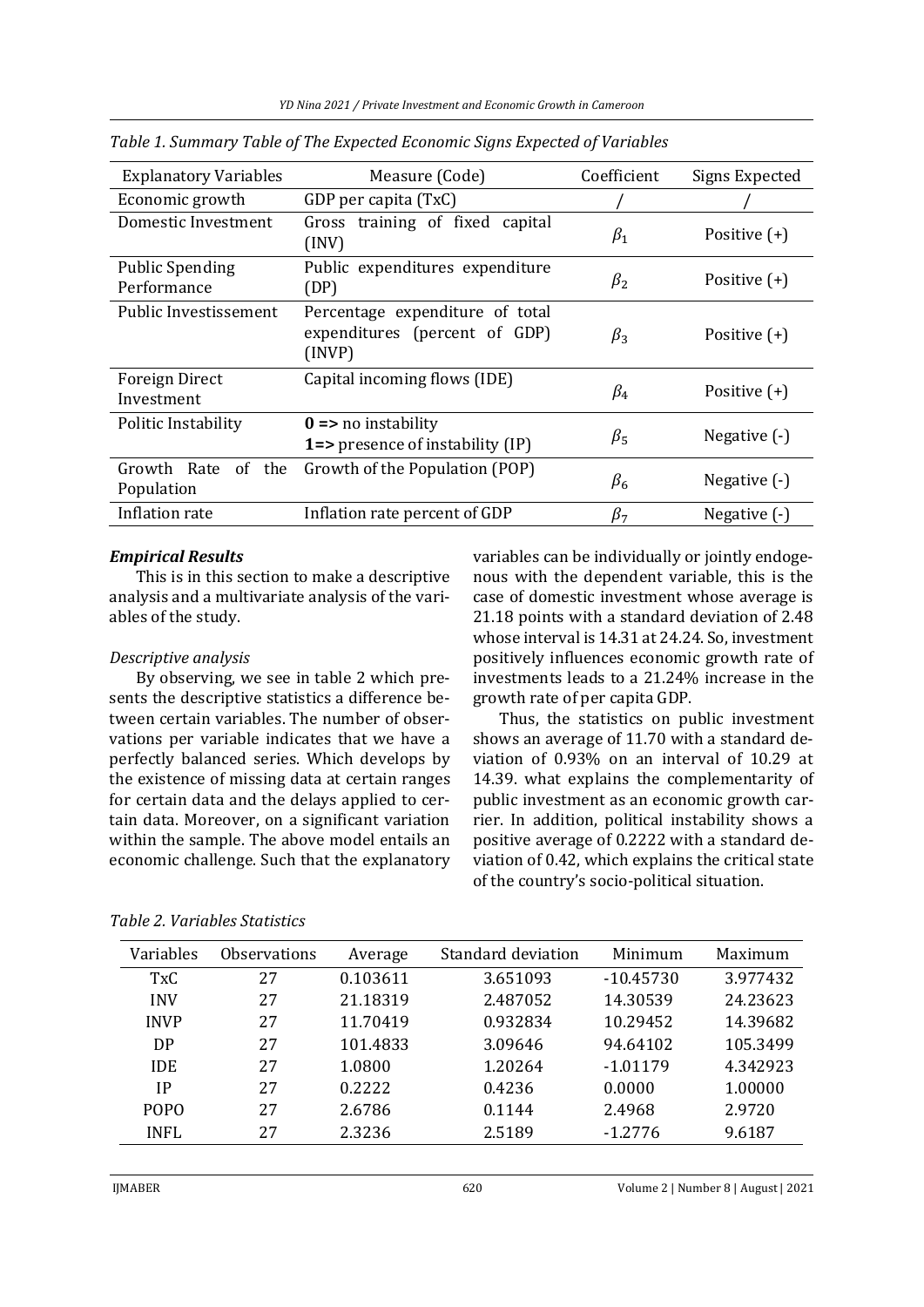*Table 1. Summary Table of The Expected Economic Signs Expected of Variables*

| Explanatory Variables | Measure (Code) | Coefficient | Signs Expected |
|---|---|---|---|
| Economic growth | GDP per capita (TxC) | / | / |
| Domestic Investment | Gross training of fixed capital (INV) | $\beta_1$ | Positive (+) |
| Public Spending Performance | Public expenditures expenditure (DP) | $\beta_2$ | Positive (+) |
| Public Investissement | Percentage expenditure of total expenditures (percent of GDP) (INVP) | $\beta_3$ | Positive (+) |
| Foreign Direct Investment | Capital incoming flows (IDE) | $\beta_4$ | Positive (+) |
| Politic Instability | **0 =>** no instability<br>**1=>** presence of instability (IP) | $\beta_5$ | Negative (-) |
| Growth Rate of the Population | Growth of the Population (POP) | $\beta_6$ | Negative (-) |
| Inflation rate | Inflation rate percent of GDP | $\beta_7$ | Negative (-) |

### *Empirical Results*

This is in this section to make a descriptive analysis and a multivariate analysis of the variables of the study.

#### *Descriptive analysis*

By observing, we see in table 2 which presents the descriptive statistics a difference between certain variables. The number of observations per variable indicates that we have a perfectly balanced series. Which develops by the existence of missing data at certain ranges for certain data and the delays applied to certain data. Moreover, on a significant variation within the sample. The above model entails an economic challenge. Such that the explanatory variables can be individually or jointly endogenous with the dependent variable, this is the case of domestic investment whose average is 21.18 points with a standard deviation of 2.48 whose interval is 14.31 at 24.24. So, investment positively influences economic growth rate of investments leads to a 21.24% increase in the growth rate of per capita GDP.

Thus, the statistics on public investment shows an average of 11.70 with a standard deviation of 0.93% on an interval of 10.29 at 14.39. what explains the complementarity of public investment as an economic growth carrier. In addition, political instability shows a positive average of 0.2222 with a standard deviation of 0.42, which explains the critical state of the country's socio-political situation.

*Table 2. Variables Statistics*

| Variables | Observations | Average | Standard deviation | Minimum | Maximum |
|---|---|---|---|---|---|
| TxC | 27 | 0.103611 | 3.651093 | -10.45730 | 3.977432 |
| INV | 27 | 21.18319 | 2.487052 | 14.30539 | 24.23623 |
| INVP | 27 | 11.70419 | 0.932834 | 10.29452 | 14.39682 |
| DP | 27 | 101.4833 | 3.09646 | 94.64102 | 105.3499 |
| IDE | 27 | 1.0800 | 1.20264 | -1.01179 | 4.342923 |
| IP | 27 | 0.2222 | 0.4236 | 0.0000 | 1.00000 |
| POPO | 27 | 2.6786 | 0.1144 | 2.4968 | 2.9720 |
| INFL | 27 | 2.3236 | 2.5189 | -1.2776 | 9.6187 |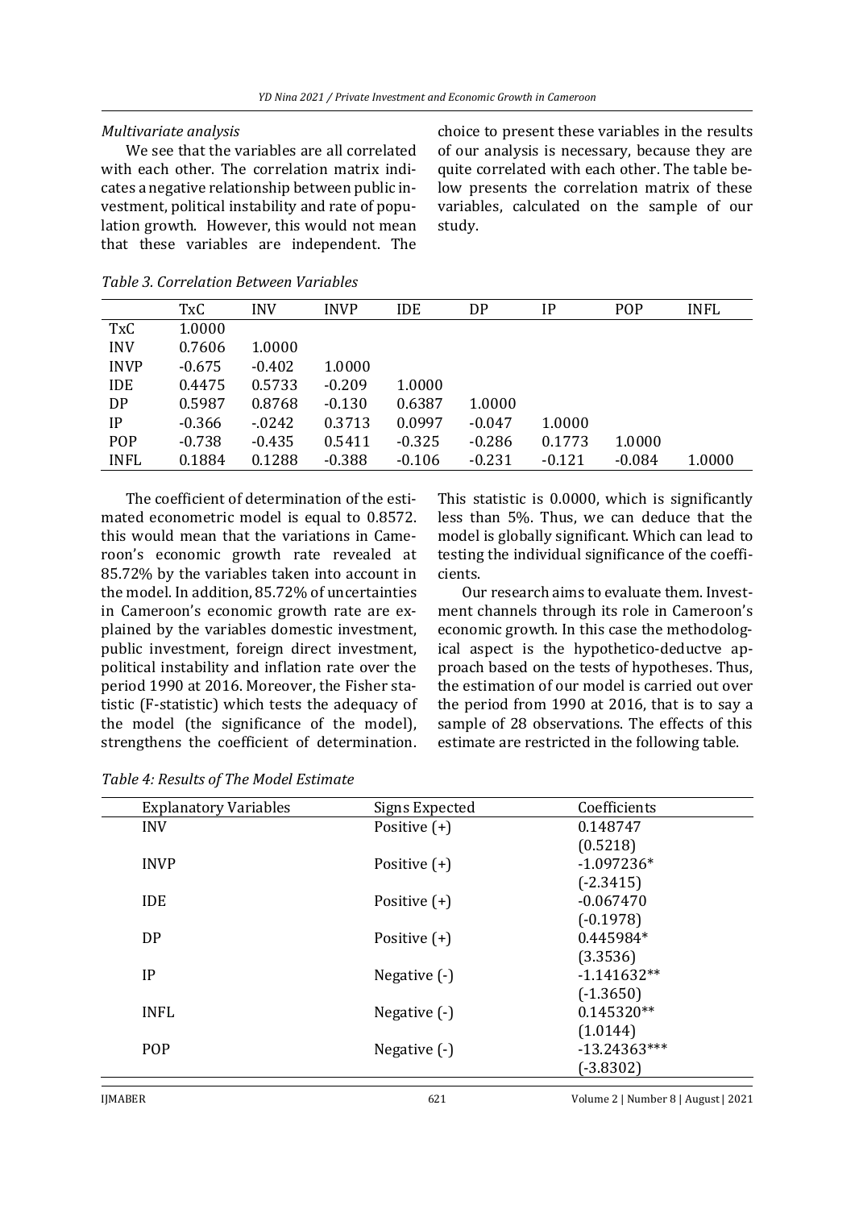*Multivariate analysis*

We see that the variables are all correlated with each other. The correlation matrix indicates a negative relationship between public investment, political instability and rate of population growth. However, this would not mean that these variables are independent. The choice to present these variables in the results of our analysis is necessary, because they are quite correlated with each other. The table below presents the correlation matrix of these variables, calculated on the sample of our study.

*Table 3. Correlation Between Variables*

| | TxC | INV | INVP | IDE | DP | IP | POP | INFL |
|---|---|---|---|---|---|---|---|---|
| TxC | 1.0000 | | | | | | | |
| INV | 0.7606 | 1.0000 | | | | | | |
| INVP | -0.675 | -0.402 | 1.0000 | | | | | |
| IDE | 0.4475 | 0.5733 | -0.209 | 1.0000 | | | | |
| DP | 0.5987 | 0.8768 | -0.130 | 0.6387 | 1.0000 | | | |
| IP | -0.366 | -.0242 | 0.3713 | 0.0997 | -0.047 | 1.0000 | | |
| POP | -0.738 | -0.435 | 0.5411 | -0.325 | -0.286 | 0.1773 | 1.0000 | |
| INFL | 0.1884 | 0.1288 | -0.388 | -0.106 | -0.231 | -0.121 | -0.084 | 1.0000 |

The coefficient of determination of the estimated econometric model is equal to 0.8572. this would mean that the variations in Cameroon's economic growth rate revealed at 85.72% by the variables taken into account in the model. In addition, 85.72% of uncertainties in Cameroon's economic growth rate are explained by the variables domestic investment, public investment, foreign direct investment, political instability and inflation rate over the period 1990 at 2016. Moreover, the Fisher statistic (F-statistic) which tests the adequacy of the model (the significance of the model), strengthens the coefficient of determination. This statistic is 0.0000, which is significantly less than 5%. Thus, we can deduce that the model is globally significant. Which can lead to testing the individual significance of the coefficients.

Our research aims to evaluate them. Investment channels through its role in Cameroon's economic growth. In this case the methodological aspect is the hypothetico-deductve approach based on the tests of hypotheses. Thus, the estimation of our model is carried out over the period from 1990 at 2016, that is to say a sample of 28 observations. The effects of this estimate are restricted in the following table.

*Table 4: Results of The Model Estimate*

| Explanatory Variables | Signs Expected | Coefficients |
|---|---|---|
| INV | Positive (+) | 0.148747 |
| | | (0.5218) |
| INVP | Positive (+) | -1.097236* |
| | | (-2.3415) |
| IDE | Positive (+) | -0.067470 |
| | | (-0.1978) |
| DP | Positive (+) | 0.445984* |
| | | (3.3536) |
| IP | Negative (-) | -1.141632** |
| | | (-1.3650) |
| INFL | Negative (-) | 0.145320** |
| | | (1.0144) |
| POP | Negative (-) | -13.24363*** |
| | | (-3.8302) |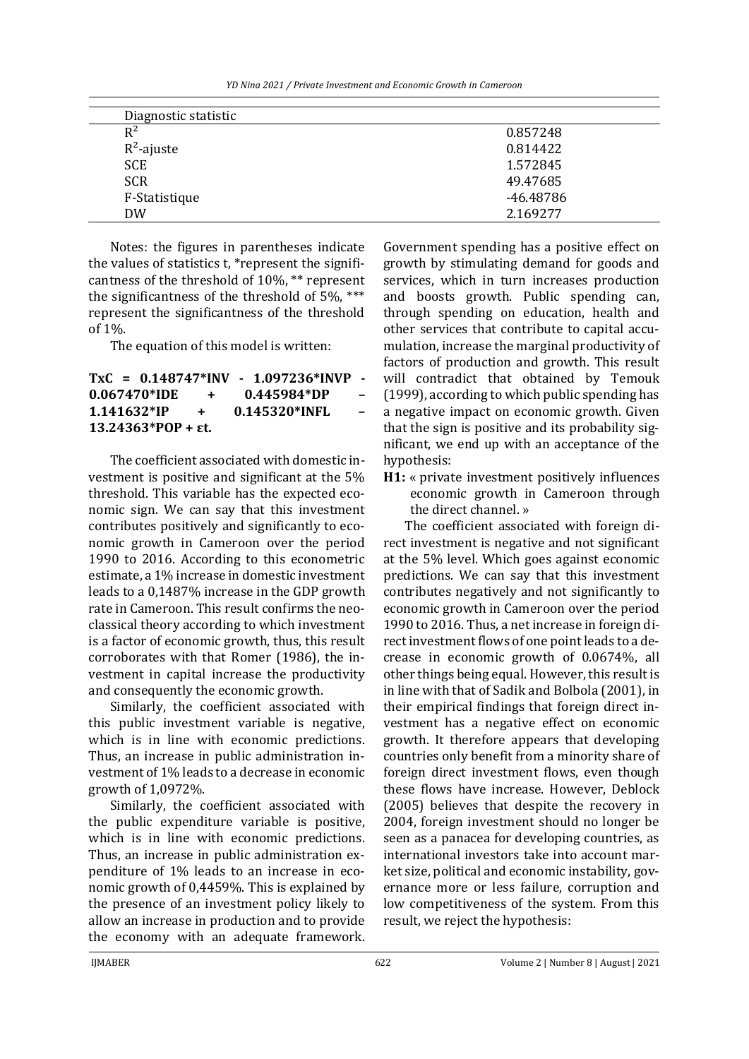| Diagnostic statistic | |
|---|---|
| $R^2$ | 0.857248 |
| $R^2$-ajuste | 0.814422 |
| SCE | 1.572845 |
| SCR | 49.47685 |
| F-Statistique | -46.48786 |
| DW | 2.169277 |

Notes: the figures in parentheses indicate the values of statistics t, *represent the significantness of the threshold of 10%, ** represent the significantness of the threshold of 5%, *** represent the significantness of the threshold of 1%.

The equation of this model is written:

**TxC = 0.148747*INV - 1.097236*INVP - 0.067470*IDE + 0.445984*DP – 1.141632*IP + 0.145320*INFL – 13.24363*POP + εt.**

The coefficient associated with domestic investment is positive and significant at the 5% threshold. This variable has the expected economic sign. We can say that this investment contributes positively and significantly to economic growth in Cameroon over the period 1990 to 2016. According to this econometric estimate, a 1% increase in domestic investment leads to a 0,1487% increase in the GDP growth rate in Cameroon. This result confirms the neoclassical theory according to which investment is a factor of economic growth, thus, this result corroborates with that Romer (1986), the investment in capital increase the productivity and consequently the economic growth.

Similarly, the coefficient associated with this public investment variable is negative, which is in line with economic predictions. Thus, an increase in public administration investment of 1% leads to a decrease in economic growth of 1,0972%.

Similarly, the coefficient associated with the public expenditure variable is positive, which is in line with economic predictions. Thus, an increase in public administration expenditure of 1% leads to an increase in economic growth of 0,4459%. This is explained by the presence of an investment policy likely to allow an increase in production and to provide the economy with an adequate framework. Government spending has a positive effect on growth by stimulating demand for goods and services, which in turn increases production and boosts growth. Public spending can, through spending on education, health and other services that contribute to capital accumulation, increase the marginal productivity of factors of production and growth. This result will contradict that obtained by Temouk (1999), according to which public spending has a negative impact on economic growth. Given that the sign is positive and its probability significant, we end up with an acceptance of the hypothesis:

**H1:** « private investment positively influences economic growth in Cameroon through the direct channel. »

The coefficient associated with foreign direct investment is negative and not significant at the 5% level. Which goes against economic predictions. We can say that this investment contributes negatively and not significantly to economic growth in Cameroon over the period 1990 to 2016. Thus, a net increase in foreign direct investment flows of one point leads to a decrease in economic growth of 0.0674%, all other things being equal. However, this result is in line with that of Sadik and Bolbola (2001), in their empirical findings that foreign direct investment has a negative effect on economic growth. It therefore appears that developing countries only benefit from a minority share of foreign direct investment flows, even though these flows have increase. However, Deblock (2005) believes that despite the recovery in 2004, foreign investment should no longer be seen as a panacea for developing countries, as international investors take into account market size, political and economic instability, governance more or less failure, corruption and low competitiveness of the system. From this result, we reject the hypothesis: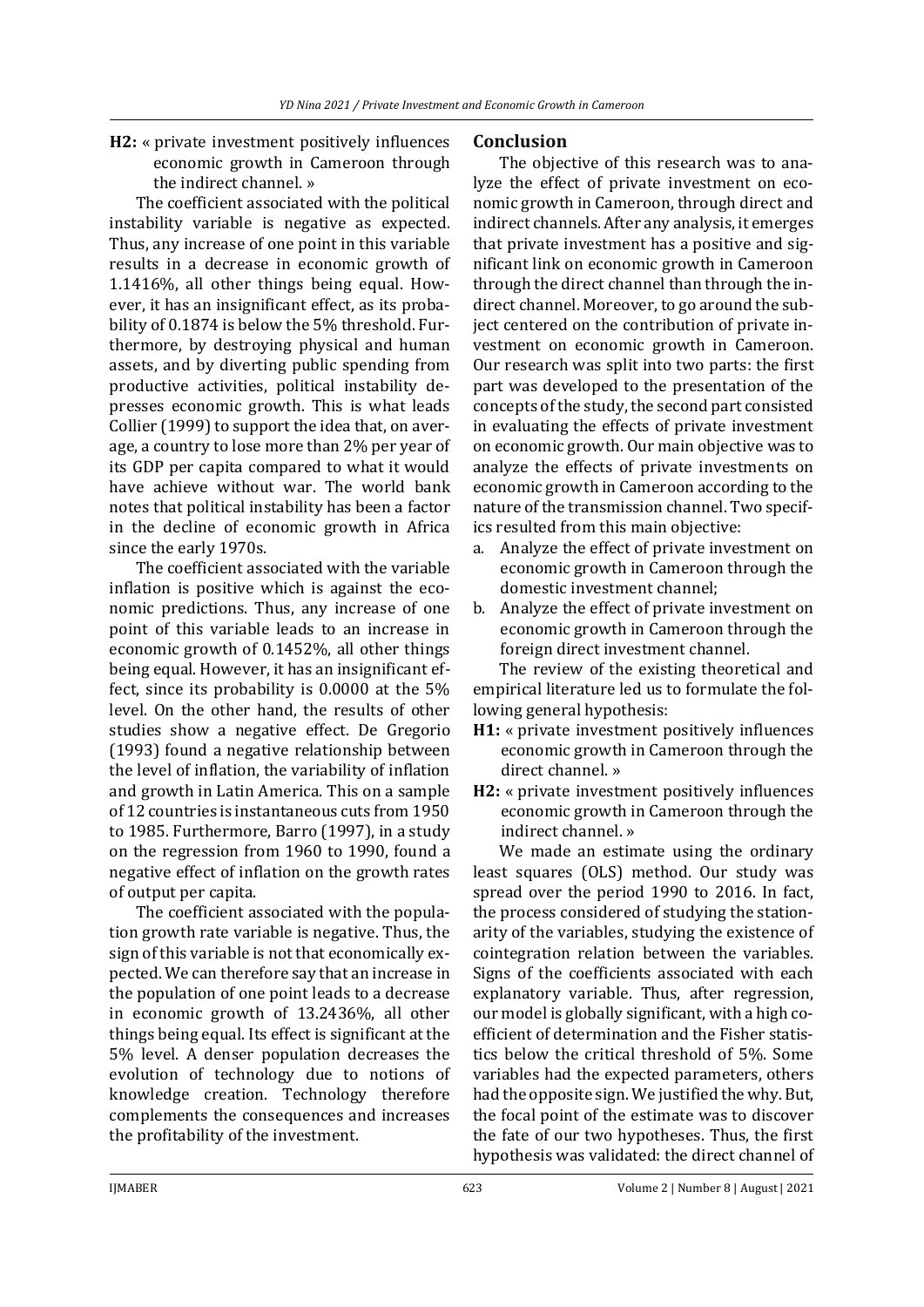**H2:** « private investment positively influences economic growth in Cameroon through the indirect channel. »

The coefficient associated with the political instability variable is negative as expected. Thus, any increase of one point in this variable results in a decrease in economic growth of 1.1416%, all other things being equal. However, it has an insignificant effect, as its probability of 0.1874 is below the 5% threshold. Furthermore, by destroying physical and human assets, and by diverting public spending from productive activities, political instability depresses economic growth. This is what leads Collier (1999) to support the idea that, on average, a country to lose more than 2% per year of its GDP per capita compared to what it would have achieve without war. The world bank notes that political instability has been a factor in the decline of economic growth in Africa since the early 1970s.

The coefficient associated with the variable inflation is positive which is against the economic predictions. Thus, any increase of one point of this variable leads to an increase in economic growth of 0.1452%, all other things being equal. However, it has an insignificant effect, since its probability is 0.0000 at the 5% level. On the other hand, the results of other studies show a negative effect. De Gregorio (1993) found a negative relationship between the level of inflation, the variability of inflation and growth in Latin America. This on a sample of 12 countries is instantaneous cuts from 1950 to 1985. Furthermore, Barro (1997), in a study on the regression from 1960 to 1990, found a negative effect of inflation on the growth rates of output per capita.

The coefficient associated with the population growth rate variable is negative. Thus, the sign of this variable is not that economically expected. We can therefore say that an increase in the population of one point leads to a decrease in economic growth of 13.2436%, all other things being equal. Its effect is significant at the 5% level. A denser population decreases the evolution of technology due to notions of knowledge creation. Technology therefore complements the consequences and increases the profitability of the investment.

## Conclusion

The objective of this research was to analyze the effect of private investment on economic growth in Cameroon, through direct and indirect channels. After any analysis, it emerges that private investment has a positive and significant link on economic growth in Cameroon through the direct channel than through the indirect channel. Moreover, to go around the subject centered on the contribution of private investment on economic growth in Cameroon. Our research was split into two parts: the first part was developed to the presentation of the concepts of the study, the second part consisted in evaluating the effects of private investment on economic growth. Our main objective was to analyze the effects of private investments on economic growth in Cameroon according to the nature of the transmission channel. Two specifics resulted from this main objective:

a. Analyze the effect of private investment on economic growth in Cameroon through the domestic investment channel;
b. Analyze the effect of private investment on economic growth in Cameroon through the foreign direct investment channel.

The review of the existing theoretical and empirical literature led us to formulate the following general hypothesis:

**H1:** « private investment positively influences economic growth in Cameroon through the direct channel. »

**H2:** « private investment positively influences economic growth in Cameroon through the indirect channel. »

We made an estimate using the ordinary least squares (OLS) method. Our study was spread over the period 1990 to 2016. In fact, the process considered of studying the stationarity of the variables, studying the existence of cointegration relation between the variables. Signs of the coefficients associated with each explanatory variable. Thus, after regression, our model is globally significant, with a high coefficient of determination and the Fisher statistics below the critical threshold of 5%. Some variables had the expected parameters, others had the opposite sign. We justified the why. But, the focal point of the estimate was to discover the fate of our two hypotheses. Thus, the first hypothesis was validated: the direct channel of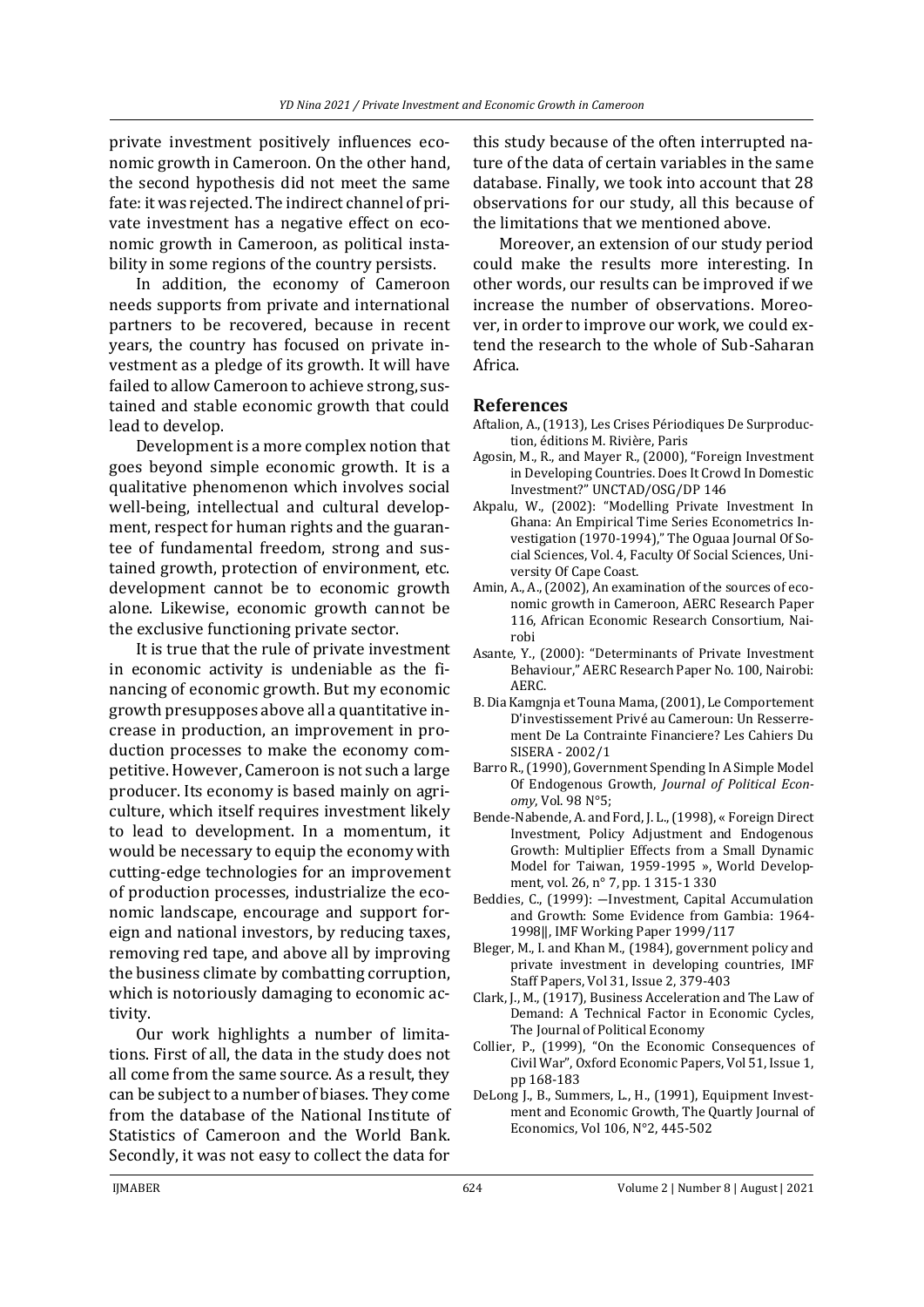private investment positively influences economic growth in Cameroon. On the other hand, the second hypothesis did not meet the same fate: it was rejected. The indirect channel of private investment has a negative effect on economic growth in Cameroon, as political instability in some regions of the country persists.

In addition, the economy of Cameroon needs supports from private and international partners to be recovered, because in recent years, the country has focused on private investment as a pledge of its growth. It will have failed to allow Cameroon to achieve strong, sustained and stable economic growth that could lead to develop.

Development is a more complex notion that goes beyond simple economic growth. It is a qualitative phenomenon which involves social well-being, intellectual and cultural development, respect for human rights and the guarantee of fundamental freedom, strong and sustained growth, protection of environment, etc. development cannot be to economic growth alone. Likewise, economic growth cannot be the exclusive functioning private sector.

It is true that the rule of private investment in economic activity is undeniable as the financing of economic growth. But my economic growth presupposes above all a quantitative increase in production, an improvement in production processes to make the economy competitive. However, Cameroon is not such a large producer. Its economy is based mainly on agriculture, which itself requires investment likely to lead to development. In a momentum, it would be necessary to equip the economy with cutting-edge technologies for an improvement of production processes, industrialize the economic landscape, encourage and support foreign and national investors, by reducing taxes, removing red tape, and above all by improving the business climate by combatting corruption, which is notoriously damaging to economic activity.

Our work highlights a number of limitations. First of all, the data in the study does not all come from the same source. As a result, they can be subject to a number of biases. They come from the database of the National Institute of Statistics of Cameroon and the World Bank. Secondly, it was not easy to collect the data for this study because of the often interrupted nature of the data of certain variables in the same database. Finally, we took into account that 28 observations for our study, all this because of the limitations that we mentioned above.

Moreover, an extension of our study period could make the results more interesting. In other words, our results can be improved if we increase the number of observations. Moreover, in order to improve our work, we could extend the research to the whole of Sub-Saharan Africa.

## References

Aftalion, A., (1913), Les Crises Périodiques De Surproduction, éditions M. Rivière, Paris

Agosin, M., R., and Mayer R., (2000), "Foreign Investment in Developing Countries. Does It Crowd In Domestic Investment?" UNCTAD/OSG/DP 146

Akpalu, W., (2002): "Modelling Private Investment In Ghana: An Empirical Time Series Econometrics Investigation (1970-1994)," The Oguaa Journal Of Social Sciences, Vol. 4, Faculty Of Social Sciences, University Of Cape Coast.

Amin, A., A., (2002), An examination of the sources of economic growth in Cameroon, AERC Research Paper 116, African Economic Research Consortium, Nairobi

Asante, Y., (2000): "Determinants of Private Investment Behaviour," AERC Research Paper No. 100, Nairobi: AERC.

B. Dia Kamgnja et Touna Mama, (2001), Le Comportement D'investissement Privé au Cameroun: Un Resserrement De La Contrainte Financiere? Les Cahiers Du SISERA - 2002/1

Barro R., (1990), Government Spending In A Simple Model Of Endogenous Growth, *Journal of Political Economy*, Vol. 98 N°5;

Bende-Nabende, A. and Ford, J. L., (1998), « Foreign Direct Investment, Policy Adjustment and Endogenous Growth: Multiplier Effects from a Small Dynamic Model for Taiwan, 1959-1995 », World Development, vol. 26, n° 7, pp. 1 315-1 330

Beddies, C., (1999): —Investment, Capital Accumulation and Growth: Some Evidence from Gambia: 1964-1998‖, IMF Working Paper 1999/117

Bleger, M., I. and Khan M., (1984), government policy and private investment in developing countries, IMF Staff Papers, Vol 31, Issue 2, 379-403

Clark, J., M., (1917), Business Acceleration and The Law of Demand: A Technical Factor in Economic Cycles, The Journal of Political Economy

Collier, P., (1999), "On the Economic Consequences of Civil War", Oxford Economic Papers, Vol 51, Issue 1, pp 168-183

DeLong J., B., Summers, L., H., (1991), Equipment Investment and Economic Growth, The Quartly Journal of Economics, Vol 106, N°2, 445-502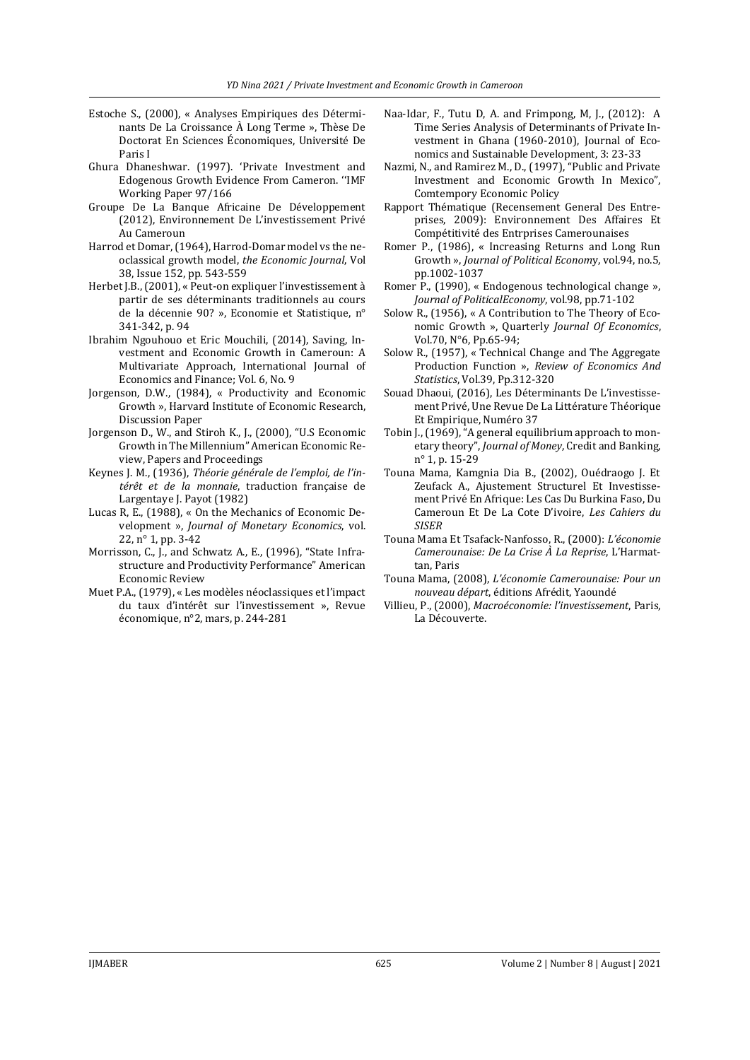Estoche S., (2000), « Analyses Empiriques des Déterminants De La Croissance À Long Terme », Thèse De Doctorat En Sciences Économiques, Université De Paris I

Ghura Dhaneshwar. (1997). 'Private Investment and Edogenous Growth Evidence From Cameron. ''IMF Working Paper 97/166

Groupe De La Banque Africaine De Développement (2012), Environnement De L'investissement Privé Au Cameroun

Harrod et Domar, (1964), Harrod-Domar model vs the neoclassical growth model, *the Economic Journal*, Vol 38, Issue 152, pp. 543-559

Herbet J.B., (2001), « Peut-on expliquer l'investissement à partir de ses déterminants traditionnels au cours de la décennie 90? », Economie et Statistique, n° 341-342, p. 94

Ibrahim Ngouhouo et Eric Mouchili, (2014), Saving, Investment and Economic Growth in Cameroun: A Multivariate Approach, International Journal of Economics and Finance; Vol. 6, No. 9

Jorgenson, D.W., (1984), « Productivity and Economic Growth », Harvard Institute of Economic Research, Discussion Paper

Jorgenson D., W., and Stiroh K., J., (2000), "U.S Economic Growth in The Millennium" American Economic Review, Papers and Proceedings

Keynes J. M., (1936), *Théorie générale de l'emploi, de l'intérêt et de la monnaie*, traduction française de Largentaye J. Payot (1982)

Lucas R, E., (1988), « On the Mechanics of Economic Development », *Journal of Monetary Economics*, vol. 22, n° 1, pp. 3-42

Morrisson, C., J., and Schwatz A., E., (1996), "State Infrastructure and Productivity Performance" American Economic Review

Muet P.A., (1979), « Les modèles néoclassiques et l'impact du taux d'intérêt sur l'investissement », Revue économique, n°2, mars, p. 244-281

Naa-Idar, F., Tutu D, A. and Frimpong, M, J., (2012): A Time Series Analysis of Determinants of Private Investment in Ghana (1960-2010), Journal of Economics and Sustainable Development, 3: 23-33

Nazmi, N., and Ramirez M., D., (1997), "Public and Private Investment and Economic Growth In Mexico", Comtempory Economic Policy

Rapport Thématique (Recensement General Des Entreprises, 2009): Environnement Des Affaires Et Compétitivité des Entrprises Camerounaises

Romer P., (1986), « Increasing Returns and Long Run Growth », *Journal of Political Economy*, vol.94, no.5, pp.1002-1037

Romer P., (1990), « Endogenous technological change », *Journal of PoliticalEconomy*, vol.98, pp.71-102

Solow R., (1956), « A Contribution to The Theory of Economic Growth », Quarterly *Journal Of Economics*, Vol.70, N°6, Pp.65-94;

Solow R., (1957), « Technical Change and The Aggregate Production Function », *Review of Economics And Statistics*, Vol.39, Pp.312-320

Souad Dhaoui, (2016), Les Déterminants De L'investissement Privé, Une Revue De La Littérature Théorique Et Empirique, Numéro 37

Tobin J., (1969), "A general equilibrium approach to monetary theory", *Journal of Money*, Credit and Banking, n° 1, p. 15-29

Touna Mama, Kamgnia Dia B., (2002), Ouédraogo J. Et Zeufack A., Ajustement Structurel Et Investissement Privé En Afrique: Les Cas Du Burkina Faso, Du Cameroun Et De La Cote D'ivoire, *Les Cahiers du SISER*

Touna Mama Et Tsafack-Nanfosso, R., (2000): *L'économie Camerounaise: De La Crise À La Reprise*, L'Harmattan, Paris

Touna Mama, (2008), *L'économie Camerounaise: Pour un nouveau départ*, éditions Afrédit, Yaoundé

Villieu, P., (2000), *Macroéconomie: l'investissement*, Paris, La Découverte.